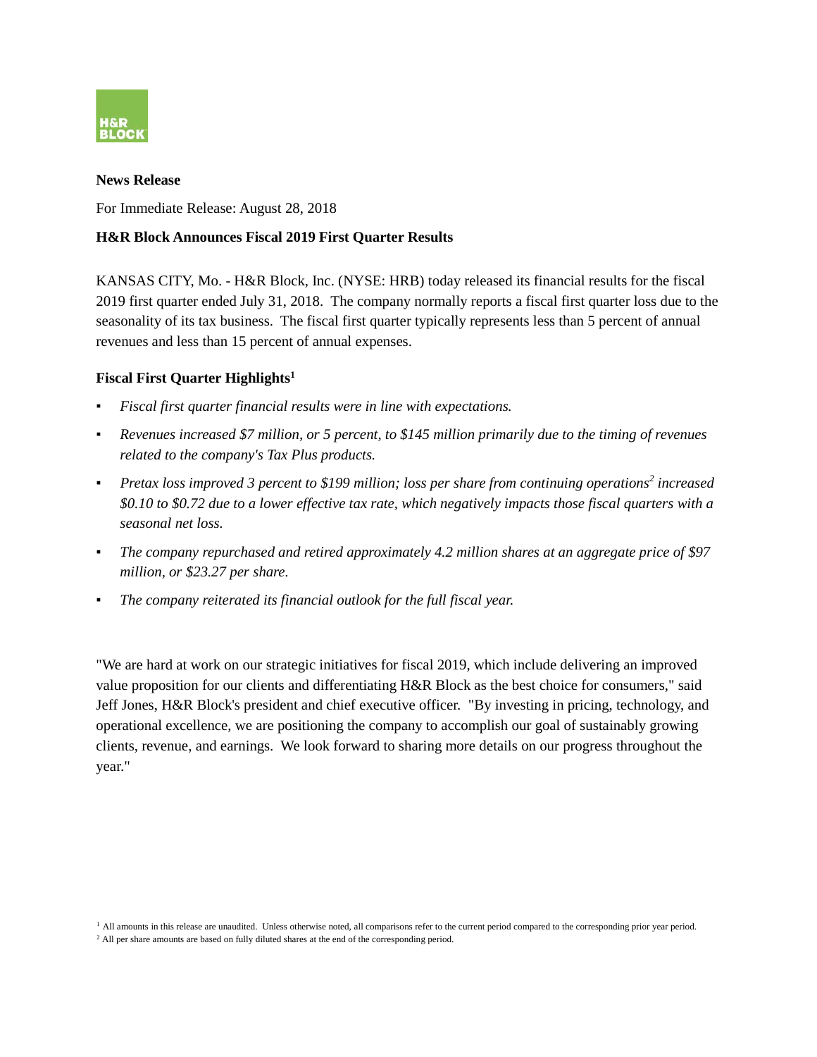H&R BLOCK

**News Release**

For Immediate Release: August 28, 2018

**H&R Block Announces Fiscal 2019 First Quarter Results**

KANSAS CITY, Mo. - H&R Block, Inc. (NYSE: HRB) today released its financial results for the fiscal 2019 first quarter ended July 31, 2018. The company normally reports a fiscal first quarter loss due to the seasonality of its tax business. The fiscal first quarter typically represents less than 5 percent of annual revenues and less than 15 percent of annual expenses.

### Fiscal First Quarter Highlights[1]

- *Fiscal first quarter financial results were in line with expectations.*
- *Revenues increased $7 million, or 5 percent, to $145 million primarily due to the timing of revenues related to the company's Tax Plus products.*
- *Pretax loss improved 3 percent to $199 million; loss per share from continuing operations[2] increased $0.10 to $0.72 due to a lower effective tax rate, which negatively impacts those fiscal quarters with a seasonal net loss.*
- *The company repurchased and retired approximately 4.2 million shares at an aggregate price of $97 million, or $23.27 per share.*
- *The company reiterated its financial outlook for the full fiscal year.*

"We are hard at work on our strategic initiatives for fiscal 2019, which include delivering an improved value proposition for our clients and differentiating H&R Block as the best choice for consumers," said Jeff Jones, H&R Block's president and chief executive officer. "By investing in pricing, technology, and operational excellence, we are positioning the company to accomplish our goal of sustainably growing clients, revenue, and earnings. We look forward to sharing more details on our progress throughout the year."

[1] All amounts in this release are unaudited. Unless otherwise noted, all comparisons refer to the current period compared to the corresponding prior year period.

[2] All per share amounts are based on fully diluted shares at the end of the corresponding period.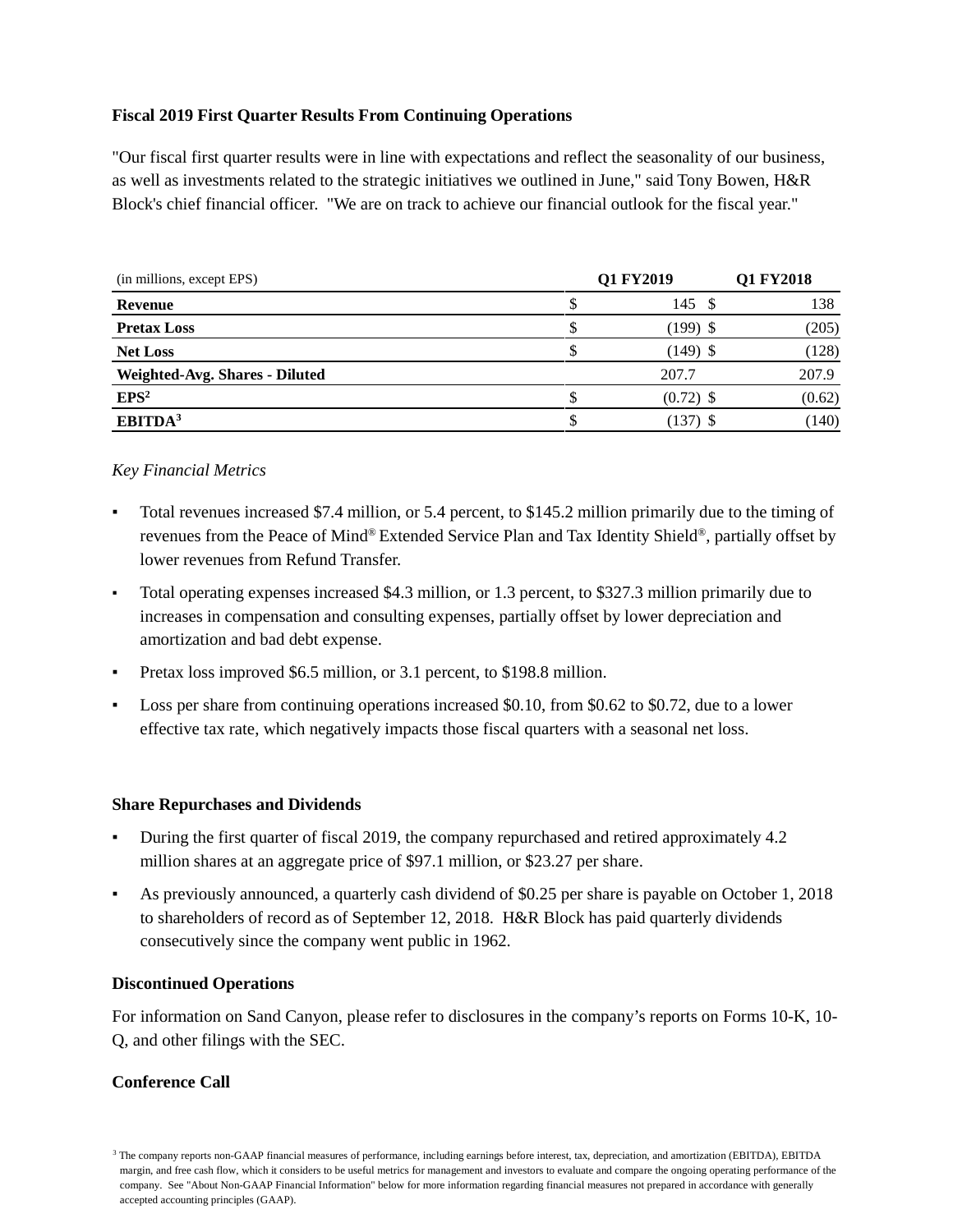**Fiscal 2019 First Quarter Results From Continuing Operations**

"Our fiscal first quarter results were in line with expectations and reflect the seasonality of our business, as well as investments related to the strategic initiatives we outlined in June," said Tony Bowen, H&R Block's chief financial officer. "We are on track to achieve our financial outlook for the fiscal year."

| (in millions, except EPS) | Q1 FY2019 | Q1 FY2018 |
|---|---|---|
| **Revenue** | $ 145 | $ 138 |
| **Pretax Loss** | $ (199) | $ (205) |
| **Net Loss** | $ (149) | $ (128) |
| **Weighted-Avg. Shares - Diluted** | 207.7 | 207.9 |
| **EPS**[2] | $ (0.72) | $ (0.62) |
| **EBITDA**[3] | $ (137) | $ (140) |

*Key Financial Metrics*

- Total revenues increased $7.4 million, or 5.4 percent, to $145.2 million primarily due to the timing of revenues from the Peace of Mind® Extended Service Plan and Tax Identity Shield®, partially offset by lower revenues from Refund Transfer.
- Total operating expenses increased $4.3 million, or 1.3 percent, to $327.3 million primarily due to increases in compensation and consulting expenses, partially offset by lower depreciation and amortization and bad debt expense.
- Pretax loss improved $6.5 million, or 3.1 percent, to $198.8 million.
- Loss per share from continuing operations increased $0.10, from $0.62 to $0.72, due to a lower effective tax rate, which negatively impacts those fiscal quarters with a seasonal net loss.

**Share Repurchases and Dividends**

- During the first quarter of fiscal 2019, the company repurchased and retired approximately 4.2 million shares at an aggregate price of $97.1 million, or $23.27 per share.
- As previously announced, a quarterly cash dividend of $0.25 per share is payable on October 1, 2018 to shareholders of record as of September 12, 2018. H&R Block has paid quarterly dividends consecutively since the company went public in 1962.

**Discontinued Operations**

For information on Sand Canyon, please refer to disclosures in the company's reports on Forms 10-K, 10-Q, and other filings with the SEC.

**Conference Call**

[3] The company reports non-GAAP financial measures of performance, including earnings before interest, tax, depreciation, and amortization (EBITDA), EBITDA margin, and free cash flow, which it considers to be useful metrics for management and investors to evaluate and compare the ongoing operating performance of the company. See "About Non-GAAP Financial Information" below for more information regarding financial measures not prepared in accordance with generally accepted accounting principles (GAAP).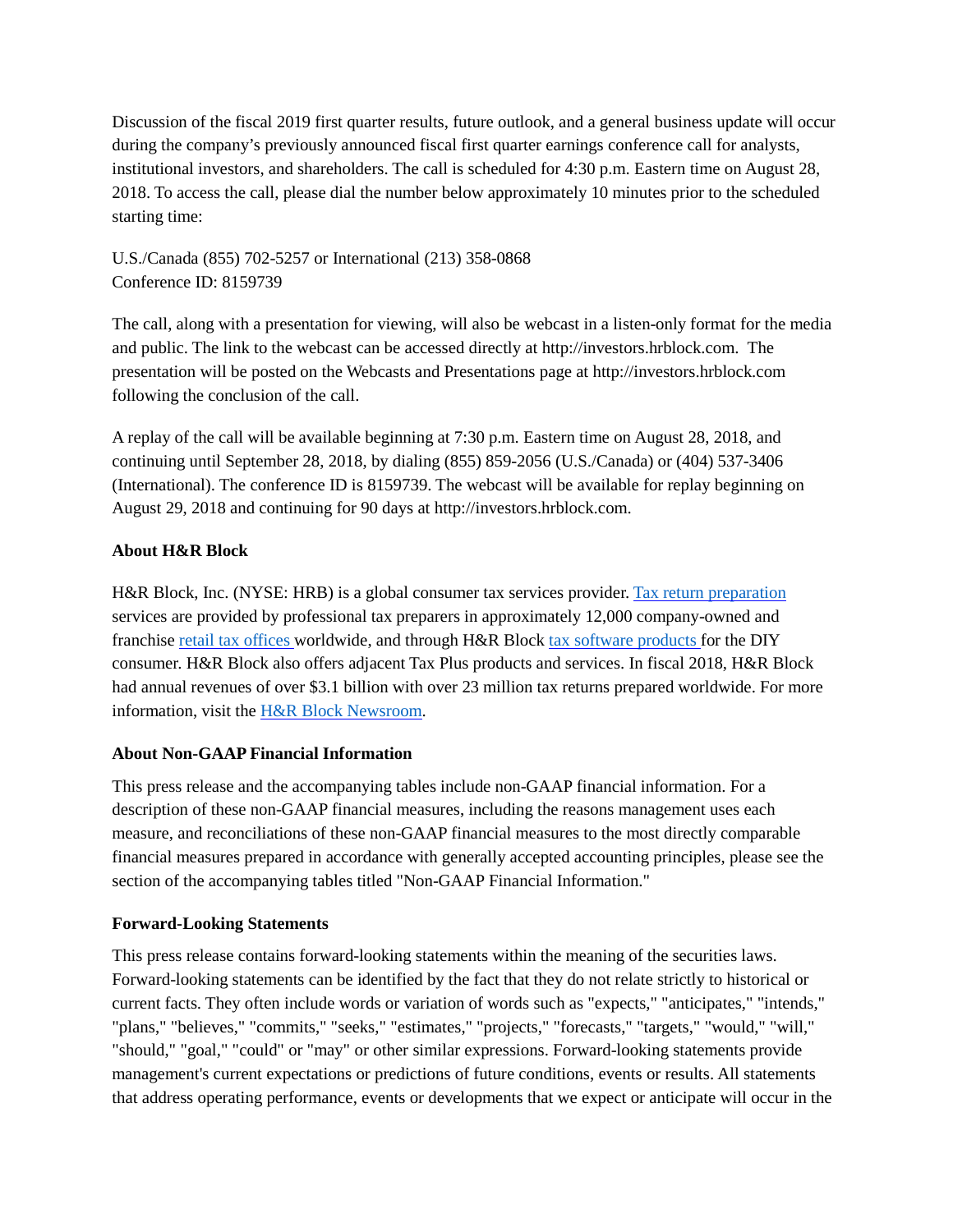Discussion of the fiscal 2019 first quarter results, future outlook, and a general business update will occur during the company's previously announced fiscal first quarter earnings conference call for analysts, institutional investors, and shareholders. The call is scheduled for 4:30 p.m. Eastern time on August 28, 2018. To access the call, please dial the number below approximately 10 minutes prior to the scheduled starting time:

U.S./Canada (855) 702-5257 or International (213) 358-0868
Conference ID: 8159739

The call, along with a presentation for viewing, will also be webcast in a listen-only format for the media and public. The link to the webcast can be accessed directly at http://investors.hrblock.com. The presentation will be posted on the Webcasts and Presentations page at http://investors.hrblock.com following the conclusion of the call.

A replay of the call will be available beginning at 7:30 p.m. Eastern time on August 28, 2018, and continuing until September 28, 2018, by dialing (855) 859-2056 (U.S./Canada) or (404) 537-3406 (International). The conference ID is 8159739. The webcast will be available for replay beginning on August 29, 2018 and continuing for 90 days at http://investors.hrblock.com.

**About H&R Block**

H&R Block, Inc. (NYSE: HRB) is a global consumer tax services provider. Tax return preparation services are provided by professional tax preparers in approximately 12,000 company-owned and franchise retail tax offices worldwide, and through H&R Block tax software products for the DIY consumer. H&R Block also offers adjacent Tax Plus products and services. In fiscal 2018, H&R Block had annual revenues of over $3.1 billion with over 23 million tax returns prepared worldwide. For more information, visit the H&R Block Newsroom.

**About Non-GAAP Financial Information**

This press release and the accompanying tables include non-GAAP financial information. For a description of these non-GAAP financial measures, including the reasons management uses each measure, and reconciliations of these non-GAAP financial measures to the most directly comparable financial measures prepared in accordance with generally accepted accounting principles, please see the section of the accompanying tables titled "Non-GAAP Financial Information."

**Forward-Looking Statements**

This press release contains forward-looking statements within the meaning of the securities laws. Forward-looking statements can be identified by the fact that they do not relate strictly to historical or current facts. They often include words or variation of words such as "expects," "anticipates," "intends," "plans," "believes," "commits," "seeks," "estimates," "projects," "forecasts," "targets," "would," "will," "should," "goal," "could" or "may" or other similar expressions. Forward-looking statements provide management's current expectations or predictions of future conditions, events or results. All statements that address operating performance, events or developments that we expect or anticipate will occur in the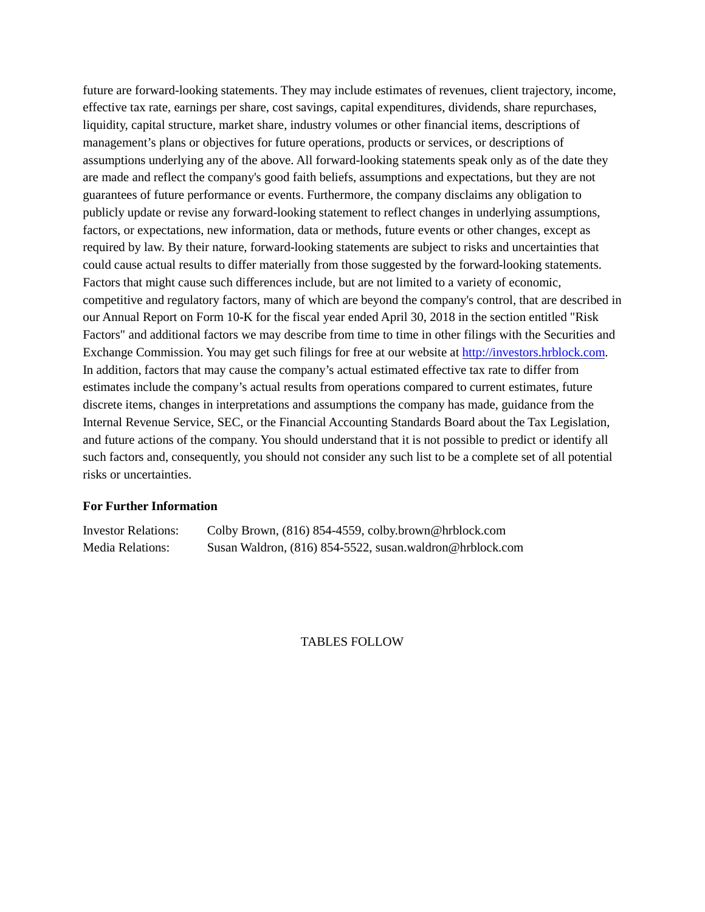future are forward-looking statements. They may include estimates of revenues, client trajectory, income, effective tax rate, earnings per share, cost savings, capital expenditures, dividends, share repurchases, liquidity, capital structure, market share, industry volumes or other financial items, descriptions of management's plans or objectives for future operations, products or services, or descriptions of assumptions underlying any of the above. All forward-looking statements speak only as of the date they are made and reflect the company's good faith beliefs, assumptions and expectations, but they are not guarantees of future performance or events. Furthermore, the company disclaims any obligation to publicly update or revise any forward-looking statement to reflect changes in underlying assumptions, factors, or expectations, new information, data or methods, future events or other changes, except as required by law. By their nature, forward-looking statements are subject to risks and uncertainties that could cause actual results to differ materially from those suggested by the forward-looking statements. Factors that might cause such differences include, but are not limited to a variety of economic, competitive and regulatory factors, many of which are beyond the company's control, that are described in our Annual Report on Form 10-K for the fiscal year ended April 30, 2018 in the section entitled "Risk Factors" and additional factors we may describe from time to time in other filings with the Securities and Exchange Commission. You may get such filings for free at our website at http://investors.hrblock.com. In addition, factors that may cause the company's actual estimated effective tax rate to differ from estimates include the company's actual results from operations compared to current estimates, future discrete items, changes in interpretations and assumptions the company has made, guidance from the Internal Revenue Service, SEC, or the Financial Accounting Standards Board about the Tax Legislation, and future actions of the company. You should understand that it is not possible to predict or identify all such factors and, consequently, you should not consider any such list to be a complete set of all potential risks or uncertainties.

**For Further Information**

Investor Relations: Colby Brown, (816) 854-4559, colby.brown@hrblock.com
Media Relations: Susan Waldron, (816) 854-5522, susan.waldron@hrblock.com

TABLES FOLLOW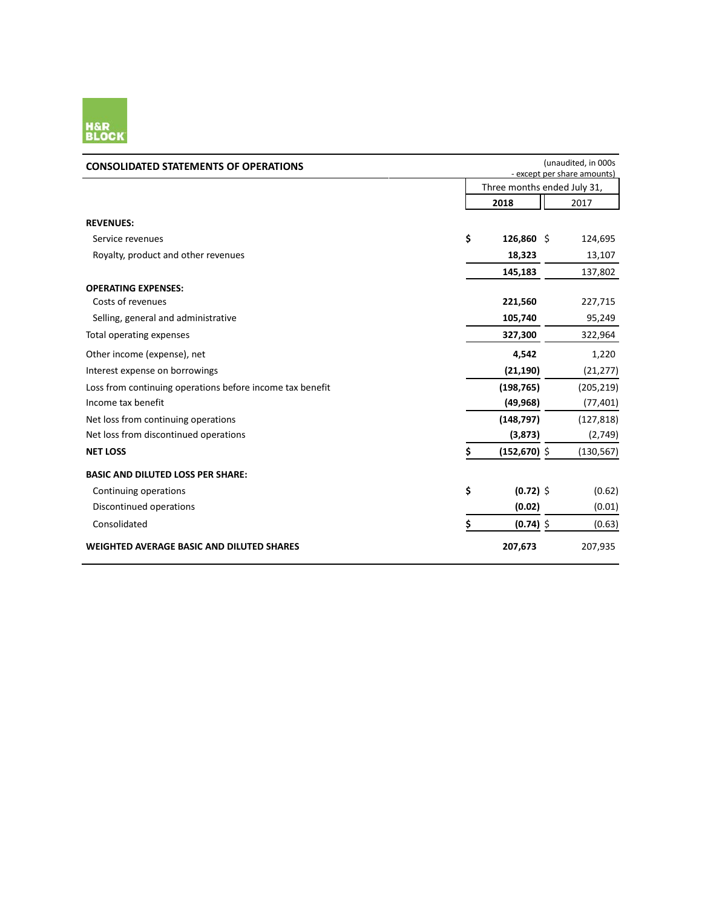## CONSOLIDATED STATEMENTS OF OPERATIONS

(unaudited, in 000s - except per share amounts)

| | Three months ended July 31, | |
|---|---|---|
| | **2018** | 2017 |
| **REVENUES:** | | |
| Service revenues | **$ 126,860** | $ 124,695 |
| Royalty, product and other revenues | **18,323** | 13,107 |
| | **145,183** | 137,802 |
| **OPERATING EXPENSES:** | | |
| Costs of revenues | **221,560** | 227,715 |
| Selling, general and administrative | **105,740** | 95,249 |
| Total operating expenses | **327,300** | 322,964 |
| Other income (expense), net | **4,542** | 1,220 |
| Interest expense on borrowings | **(21,190)** | (21,277) |
| Loss from continuing operations before income tax benefit | **(198,765)** | (205,219) |
| Income tax benefit | **(49,968)** | (77,401) |
| Net loss from continuing operations | **(148,797)** | (127,818) |
| Net loss from discontinued operations | **(3,873)** | (2,749) |
| **NET LOSS** | **$ (152,670)** | $ (130,567) |
| **BASIC AND DILUTED LOSS PER SHARE:** | | |
| Continuing operations | **$ (0.72)** | $ (0.62) |
| Discontinued operations | **(0.02)** | (0.01) |
| Consolidated | **$ (0.74)** | $ (0.63) |
| **WEIGHTED AVERAGE BASIC AND DILUTED SHARES** | **207,673** | 207,935 |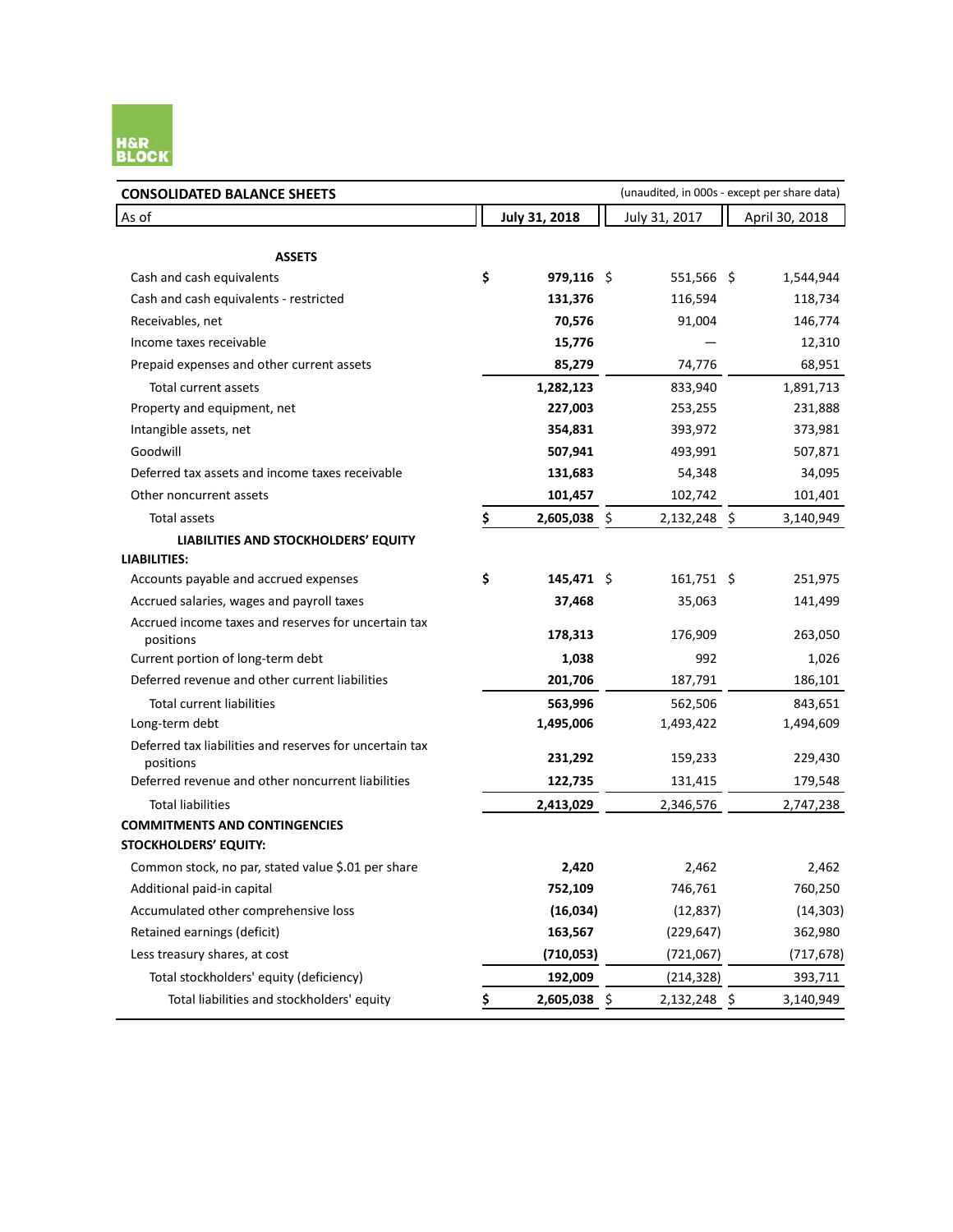H&R BLOCK

| CONSOLIDATED BALANCE SHEETS | (unaudited, in 000s - except per share data) | | |
|---|---|---|---|
| As of | **July 31, 2018** | July 31, 2017 | April 30, 2018 |
| **ASSETS** | | | |
| Cash and cash equivalents | **$ 979,116** | $ 551,566 | $ 1,544,944 |
| Cash and cash equivalents - restricted | **131,376** | 116,594 | 118,734 |
| Receivables, net | **70,576** | 91,004 | 146,774 |
| Income taxes receivable | **15,776** | — | 12,310 |
| Prepaid expenses and other current assets | **85,279** | 74,776 | 68,951 |
| Total current assets | **1,282,123** | 833,940 | 1,891,713 |
| Property and equipment, net | **227,003** | 253,255 | 231,888 |
| Intangible assets, net | **354,831** | 393,972 | 373,981 |
| Goodwill | **507,941** | 493,991 | 507,871 |
| Deferred tax assets and income taxes receivable | **131,683** | 54,348 | 34,095 |
| Other noncurrent assets | **101,457** | 102,742 | 101,401 |
| Total assets | **$ 2,605,038** | $ 2,132,248 | $ 3,140,949 |
| **LIABILITIES AND STOCKHOLDERS' EQUITY** | | | |
| **LIABILITIES:** | | | |
| Accounts payable and accrued expenses | **$ 145,471** | $ 161,751 | $ 251,975 |
| Accrued salaries, wages and payroll taxes | **37,468** | 35,063 | 141,499 |
| Accrued income taxes and reserves for uncertain tax positions | **178,313** | 176,909 | 263,050 |
| Current portion of long-term debt | **1,038** | 992 | 1,026 |
| Deferred revenue and other current liabilities | **201,706** | 187,791 | 186,101 |
| Total current liabilities | **563,996** | 562,506 | 843,651 |
| Long-term debt | **1,495,006** | 1,493,422 | 1,494,609 |
| Deferred tax liabilities and reserves for uncertain tax positions | **231,292** | 159,233 | 229,430 |
| Deferred revenue and other noncurrent liabilities | **122,735** | 131,415 | 179,548 |
| Total liabilities | **2,413,029** | 2,346,576 | 2,747,238 |
| **COMMITMENTS AND CONTINGENCIES** | | | |
| **STOCKHOLDERS' EQUITY:** | | | |
| Common stock, no par, stated value $.01 per share | **2,420** | 2,462 | 2,462 |
| Additional paid-in capital | **752,109** | 746,761 | 760,250 |
| Accumulated other comprehensive loss | **(16,034)** | (12,837) | (14,303) |
| Retained earnings (deficit) | **163,567** | (229,647) | 362,980 |
| Less treasury shares, at cost | **(710,053)** | (721,067) | (717,678) |
| Total stockholders' equity (deficiency) | **192,009** | (214,328) | 393,711 |
| Total liabilities and stockholders' equity | **$ 2,605,038** | $ 2,132,248 | $ 3,140,949 |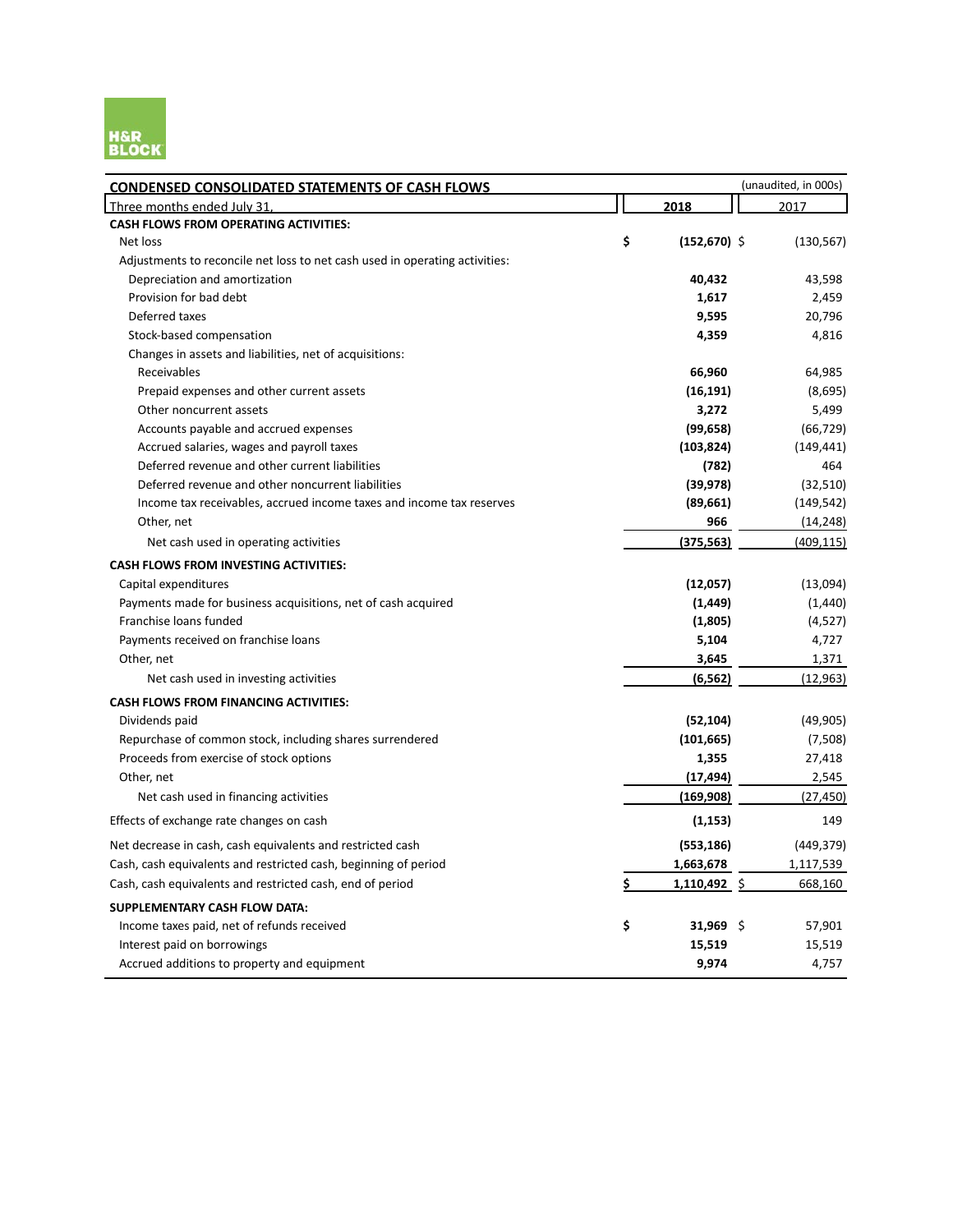H&R BLOCK

| CONDENSED CONSOLIDATED STATEMENTS OF CASH FLOWS | (unaudited, in 000s) | |
|---|---|---|
| Three months ended July 31, | 2018 | 2017 |
| **CASH FLOWS FROM OPERATING ACTIVITIES:** | | |
| Net loss | **$ (152,670)** | $ (130,567) |
| Adjustments to reconcile net loss to net cash used in operating activities: | | |
| Depreciation and amortization | **40,432** | 43,598 |
| Provision for bad debt | **1,617** | 2,459 |
| Deferred taxes | **9,595** | 20,796 |
| Stock-based compensation | **4,359** | 4,816 |
| Changes in assets and liabilities, net of acquisitions: | | |
| Receivables | **66,960** | 64,985 |
| Prepaid expenses and other current assets | **(16,191)** | (8,695) |
| Other noncurrent assets | **3,272** | 5,499 |
| Accounts payable and accrued expenses | **(99,658)** | (66,729) |
| Accrued salaries, wages and payroll taxes | **(103,824)** | (149,441) |
| Deferred revenue and other current liabilities | **(782)** | 464 |
| Deferred revenue and other noncurrent liabilities | **(39,978)** | (32,510) |
| Income tax receivables, accrued income taxes and income tax reserves | **(89,661)** | (149,542) |
| Other, net | **966** | (14,248) |
| Net cash used in operating activities | **(375,563)** | (409,115) |
| **CASH FLOWS FROM INVESTING ACTIVITIES:** | | |
| Capital expenditures | **(12,057)** | (13,094) |
| Payments made for business acquisitions, net of cash acquired | **(1,449)** | (1,440) |
| Franchise loans funded | **(1,805)** | (4,527) |
| Payments received on franchise loans | **5,104** | 4,727 |
| Other, net | **3,645** | 1,371 |
| Net cash used in investing activities | **(6,562)** | (12,963) |
| **CASH FLOWS FROM FINANCING ACTIVITIES:** | | |
| Dividends paid | **(52,104)** | (49,905) |
| Repurchase of common stock, including shares surrendered | **(101,665)** | (7,508) |
| Proceeds from exercise of stock options | **1,355** | 27,418 |
| Other, net | **(17,494)** | 2,545 |
| Net cash used in financing activities | **(169,908)** | (27,450) |
| Effects of exchange rate changes on cash | **(1,153)** | 149 |
| Net decrease in cash, cash equivalents and restricted cash | **(553,186)** | (449,379) |
| Cash, cash equivalents and restricted cash, beginning of period | **1,663,678** | 1,117,539 |
| Cash, cash equivalents and restricted cash, end of period | **$ 1,110,492** | $ 668,160 |
| **SUPPLEMENTARY CASH FLOW DATA:** | | |
| Income taxes paid, net of refunds received | **$ 31,969** | $ 57,901 |
| Interest paid on borrowings | **15,519** | 15,519 |
| Accrued additions to property and equipment | **9,974** | 4,757 |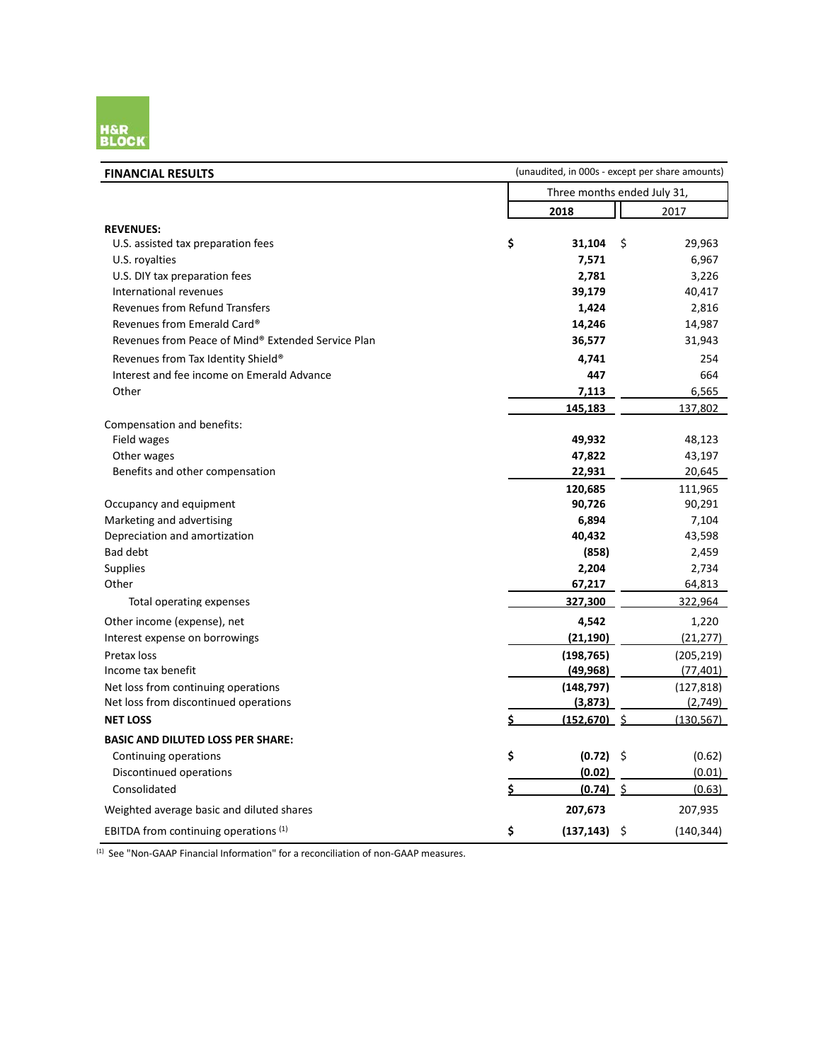| FINANCIAL RESULTS | (unaudited, in 000s - except per share amounts) | |
|---|---|---|
| | Three months ended July 31, | |
| | **2018** | 2017 |
| **REVENUES:** | | |
| U.S. assisted tax preparation fees | **$ 31,104** | $ 29,963 |
| U.S. royalties | **7,571** | 6,967 |
| U.S. DIY tax preparation fees | **2,781** | 3,226 |
| International revenues | **39,179** | 40,417 |
| Revenues from Refund Transfers | **1,424** | 2,816 |
| Revenues from Emerald Card® | **14,246** | 14,987 |
| Revenues from Peace of Mind® Extended Service Plan | **36,577** | 31,943 |
| Revenues from Tax Identity Shield® | **4,741** | 254 |
| Interest and fee income on Emerald Advance | **447** | 664 |
| Other | **7,113** | 6,565 |
| | **145,183** | 137,802 |
| Compensation and benefits: | | |
| Field wages | **49,932** | 48,123 |
| Other wages | **47,822** | 43,197 |
| Benefits and other compensation | **22,931** | 20,645 |
| | **120,685** | 111,965 |
| Occupancy and equipment | **90,726** | 90,291 |
| Marketing and advertising | **6,894** | 7,104 |
| Depreciation and amortization | **40,432** | 43,598 |
| Bad debt | **(858)** | 2,459 |
| Supplies | **2,204** | 2,734 |
| Other | **67,217** | 64,813 |
| Total operating expenses | **327,300** | 322,964 |
| Other income (expense), net | **4,542** | 1,220 |
| Interest expense on borrowings | **(21,190)** | (21,277) |
| Pretax loss | **(198,765)** | (205,219) |
| Income tax benefit | **(49,968)** | (77,401) |
| Net loss from continuing operations | **(148,797)** | (127,818) |
| Net loss from discontinued operations | **(3,873)** | (2,749) |
| **NET LOSS** | **$ (152,670)** | $ (130,567) |
| **BASIC AND DILUTED LOSS PER SHARE:** | | |
| Continuing operations | **$ (0.72)** | $ (0.62) |
| Discontinued operations | **(0.02)** | (0.01) |
| Consolidated | **$ (0.74)** | $ (0.63) |
| Weighted average basic and diluted shares | **207,673** | 207,935 |
| EBITDA from continuing operations [1] | **$ (137,143)** | $ (140,344) |

[1] See "Non-GAAP Financial Information" for a reconciliation of non-GAAP measures.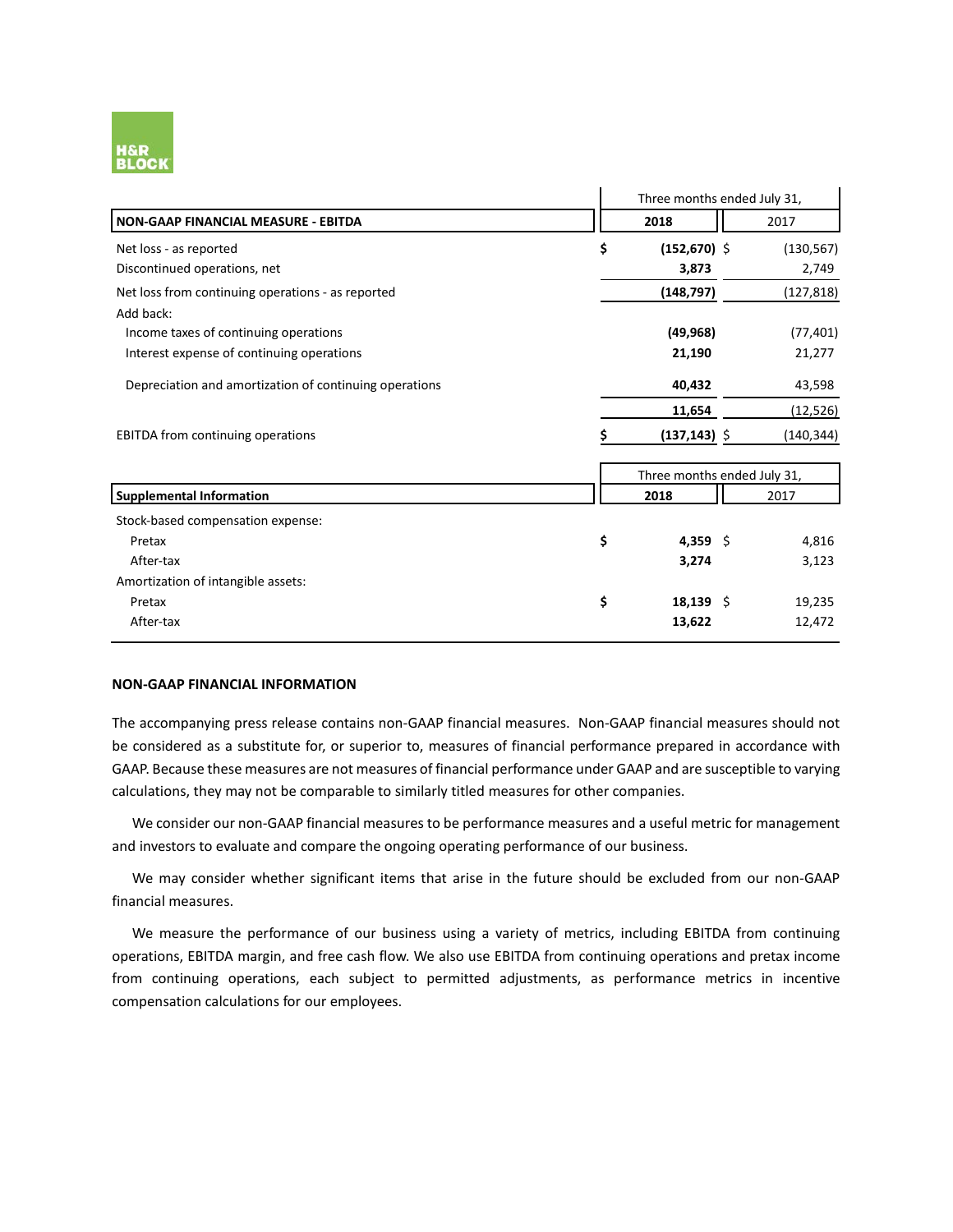H&R BLOCK

| NON-GAAP FINANCIAL MEASURE - EBITDA | Three months ended July 31, 2018 | 2017 |
|---|---|---|
| Net loss - as reported | $ **(152,670)** | $ (130,567) |
| Discontinued operations, net | **3,873** | 2,749 |
| Net loss from continuing operations - as reported | **(148,797)** | (127,818) |
| Add back: | | |
| Income taxes of continuing operations | **(49,968)** | (77,401) |
| Interest expense of continuing operations | **21,190** | 21,277 |
| Depreciation and amortization of continuing operations | **40,432** | 43,598 |
| | **11,654** | (12,526) |
| EBITDA from continuing operations | $ **(137,143)** | $ (140,344) |

| Supplemental Information | Three months ended July 31, 2018 | 2017 |
|---|---|---|
| Stock-based compensation expense: | | |
| Pretax | $ **4,359** | $ 4,816 |
| After-tax | **3,274** | 3,123 |
| Amortization of intangible assets: | | |
| Pretax | $ **18,139** | $ 19,235 |
| After-tax | **13,622** | 12,472 |

**NON-GAAP FINANCIAL INFORMATION**

The accompanying press release contains non-GAAP financial measures. Non-GAAP financial measures should not be considered as a substitute for, or superior to, measures of financial performance prepared in accordance with GAAP. Because these measures are not measures of financial performance under GAAP and are susceptible to varying calculations, they may not be comparable to similarly titled measures for other companies.

We consider our non-GAAP financial measures to be performance measures and a useful metric for management and investors to evaluate and compare the ongoing operating performance of our business.

We may consider whether significant items that arise in the future should be excluded from our non-GAAP financial measures.

We measure the performance of our business using a variety of metrics, including EBITDA from continuing operations, EBITDA margin, and free cash flow. We also use EBITDA from continuing operations and pretax income from continuing operations, each subject to permitted adjustments, as performance metrics in incentive compensation calculations for our employees.